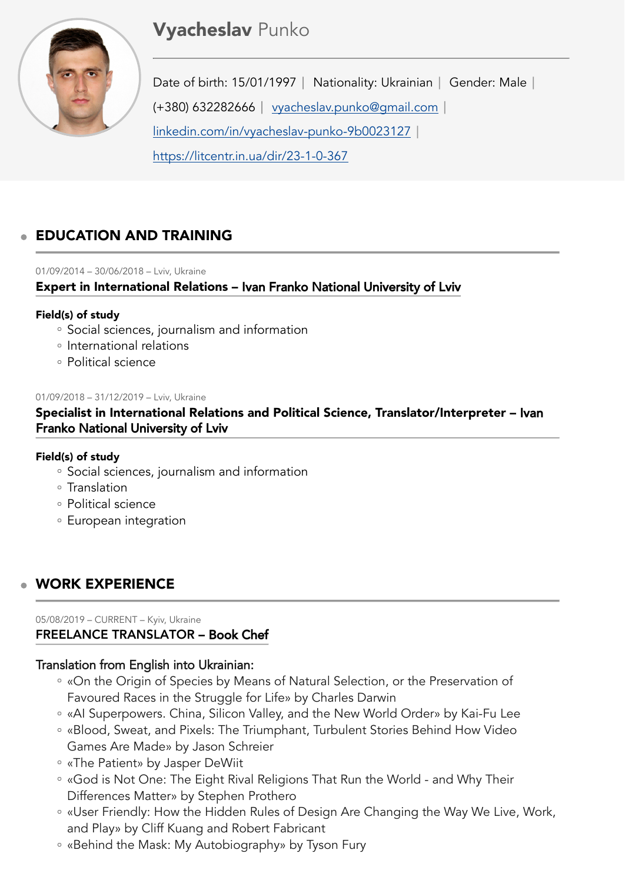# **Vyacheslav** Punko

Date of birth: 15/01/1997 | Nationality: Ukrainian | Gender: Male | (+380) 632282666 | vyacheslav.punko@gmail.com | linkedin.com/in/vyacheslav-punko-9b0023127 | https://litcentr.in.ua/dir/23-1-0-367

## EDUCATION AND TRAINING

01/09/2014 – 30/06/2018 – Lviv, Ukraine

### Expert in International Relations – Ivan Franko National University of Lviv

**Field(s) of study**

- Social sciences, journalism and information
- International relations
- Political science

01/09/2018 – 31/12/2019 – Lviv, Ukraine

### Specialist in International Relations and Political Science, Translator/Interpreter – Ivan Franko National University of Lviv

**Field(s) of study**

- Social sciences, journalism and information
- Translation
- Political science
- European integration

## WORK EXPERIENCE

05/08/2019 – CURRENT – Kyiv, Ukraine

### FREELANCE TRANSLATOR – Book Chef

Translation from English into Ukrainian:

- «On the Origin of Species by Means of Natural Selection, or the Preservation of Favoured Races in the Struggle for Life» by Charles Darwin
- «AI Superpowers. China, Silicon Valley, and the New World Order» by Kai-Fu Lee
- «Blood, Sweat, and Pixels: The Triumphant, Turbulent Stories Behind How Video Games Are Made» by Jason Schreier
- «The Patient» by Jasper DeWiit
- «God is Not One: The Eight Rival Religions That Run the World - and Why Their Differences Matter» by Stephen Prothero
- «User Friendly: How the Hidden Rules of Design Are Changing the Way We Live, Work, and Play» by Cliff Kuang and Robert Fabricant
- «Behind the Mask: My Autobiography» by Tyson Fury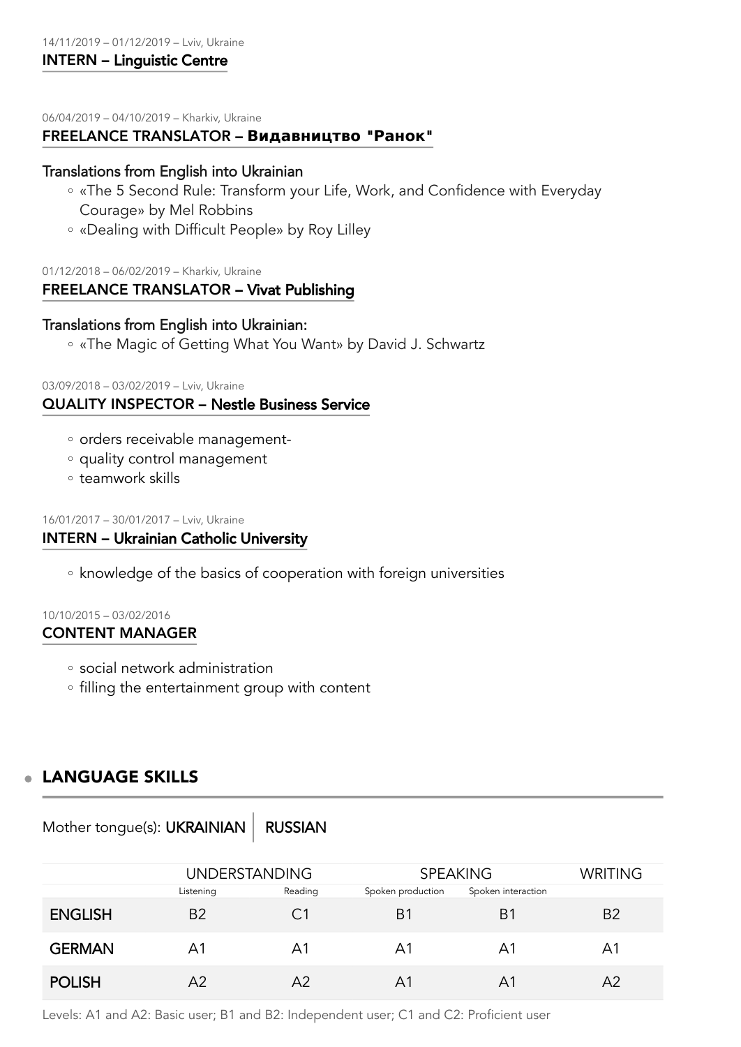14/11/2019 – 01/12/2019 – Lviv, Ukraine

### INTERN – Linguistic Centre

06/04/2019 – 04/10/2019 – Kharkiv, Ukraine

### FREELANCE TRANSLATOR – Видавництво "Ранок"

Translations from English into Ukrainian

- «The 5 Second Rule: Transform your Life, Work, and Confidence with Everyday Courage» by Mel Robbins
- «Dealing with Difficult People» by Roy Lilley

01/12/2018 – 06/02/2019 – Kharkiv, Ukraine

### FREELANCE TRANSLATOR – Vivat Publishing

Translations from English into Ukrainian:

- «The Magic of Getting What You Want» by David J. Schwartz

03/09/2018 – 03/02/2019 – Lviv, Ukraine

### QUALITY INSPECTOR – Nestle Business Service

- orders receivable management-
- quality control management
- teamwork skills

16/01/2017 – 30/01/2017 – Lviv, Ukraine

### INTERN – Ukrainian Catholic University

- knowledge of the basics of cooperation with foreign universities

10/10/2015 – 03/02/2016

### CONTENT MANAGER

- social network administration
- filling the entertainment group with content

## LANGUAGE SKILLS

Mother tongue(s): **UKRAINIAN** | **RUSSIAN**

| | UNDERSTANDING | | SPEAKING | | WRITING |
|---|---|---|---|---|---|
| | Listening | Reading | Spoken production | Spoken interaction | |
| **ENGLISH** | B2 | C1 | B1 | B1 | B2 |
| **GERMAN** | A1 | A1 | A1 | A1 | A1 |
| **POLISH** | A2 | A2 | A1 | A1 | A2 |

Levels: A1 and A2: Basic user; B1 and B2: Independent user; C1 and C2: Proficient user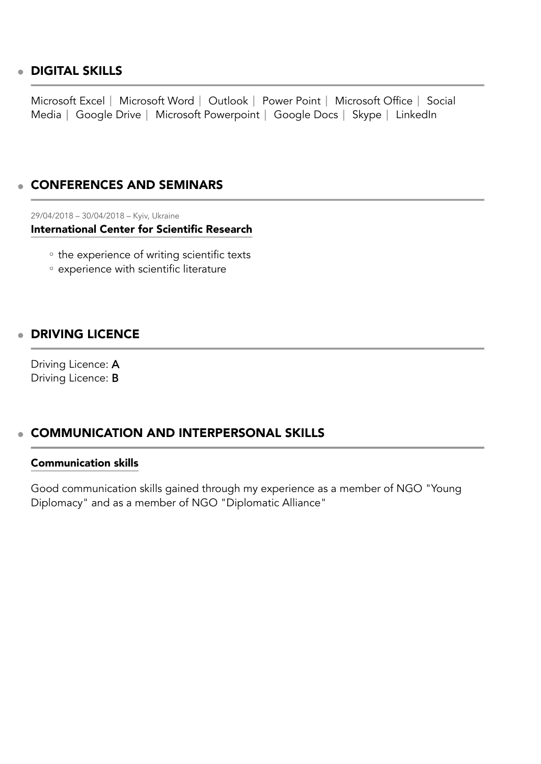## DIGITAL SKILLS

Microsoft Excel | Microsoft Word | Outlook | Power Point | Microsoft Office | Social Media | Google Drive | Microsoft Powerpoint | Google Docs | Skype | LinkedIn

## CONFERENCES AND SEMINARS

29/04/2018 – 30/04/2018 – Kyiv, Ukraine

**International Center for Scientific Research**

- the experience of writing scientific texts
- experience with scientific literature

## DRIVING LICENCE

Driving Licence: **A**
Driving Licence: **B**

## COMMUNICATION AND INTERPERSONAL SKILLS

**Communication skills**

Good communication skills gained through my experience as a member of NGO "Young Diplomacy" and as a member of NGO "Diplomatic Alliance"